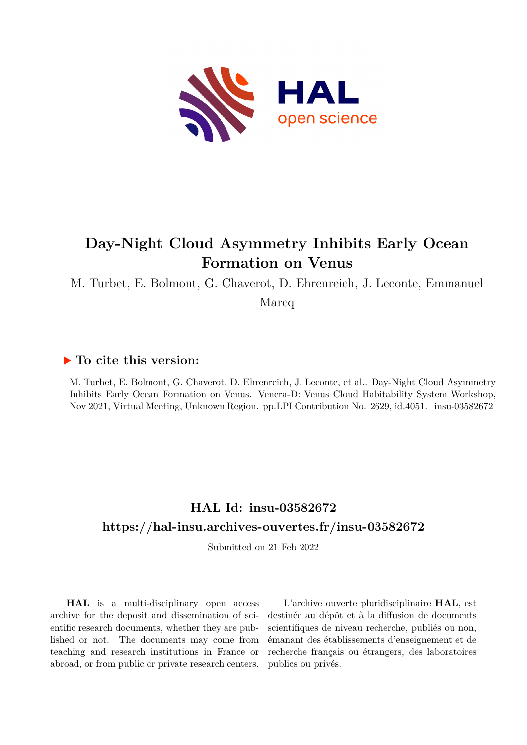# Day-Night Cloud Asymmetry Inhibits Early Ocean Formation on Venus

M. Turbet, E. Bolmont, G. Chaverot, D. Ehrenreich, J. Leconte, Emmanuel Marcq

## ▶ To cite this version:

M. Turbet, E. Bolmont, G. Chaverot, D. Ehrenreich, J. Leconte, et al.. Day-Night Cloud Asymmetry Inhibits Early Ocean Formation on Venus. Venera-D: Venus Cloud Habitability System Workshop, Nov 2021, Virtual Meeting, Unknown Region. pp.LPI Contribution No. 2629, id.4051. insu-03582672

## HAL Id: insu-03582672

## https://hal-insu.archives-ouvertes.fr/insu-03582672

Submitted on 21 Feb 2022

**HAL** is a multi-disciplinary open access archive for the deposit and dissemination of scientific research documents, whether they are published or not. The documents may come from teaching and research institutions in France or abroad, or from public or private research centers.

L'archive ouverte pluridisciplinaire **HAL**, est destinée au dépôt et à la diffusion de documents scientifiques de niveau recherche, publiés ou non, émanant des établissements d'enseignement et de recherche français ou étrangers, des laboratoires publics ou privés.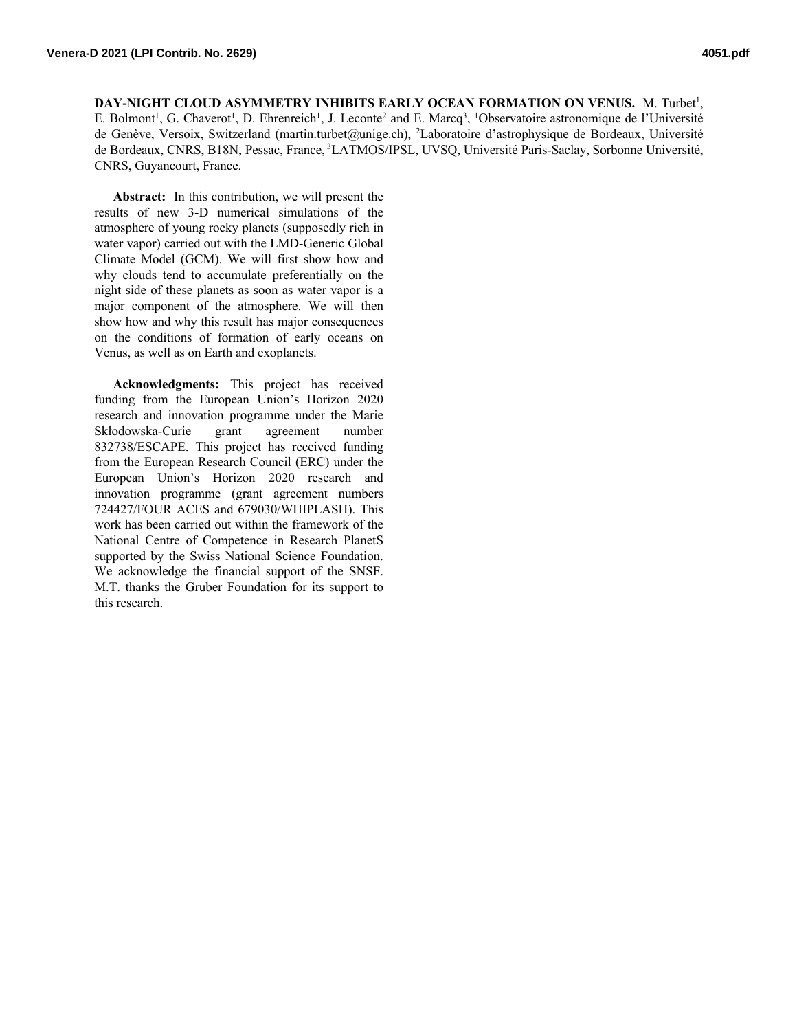**DAY-NIGHT CLOUD ASYMMETRY INHIBITS EARLY OCEAN FORMATION ON VENUS.** M. Turbet[1], E. Bolmont[1], G. Chaverot[1], D. Ehrenreich[1], J. Leconte[2] and E. Marcq[3], [1]Observatoire astronomique de l'Université de Genève, Versoix, Switzerland (martin.turbet@unige.ch), [2]Laboratoire d'astrophysique de Bordeaux, Université de Bordeaux, CNRS, B18N, Pessac, France, [3]LATMOS/IPSL, UVSQ, Université Paris-Saclay, Sorbonne Université, CNRS, Guyancourt, France.

**Abstract:** In this contribution, we will present the results of new 3-D numerical simulations of the atmosphere of young rocky planets (supposedly rich in water vapor) carried out with the LMD-Generic Global Climate Model (GCM). We will first show how and why clouds tend to accumulate preferentially on the night side of these planets as soon as water vapor is a major component of the atmosphere. We will then show how and why this result has major consequences on the conditions of formation of early oceans on Venus, as well as on Earth and exoplanets.

**Acknowledgments:** This project has received funding from the European Union's Horizon 2020 research and innovation programme under the Marie Skłodowska-Curie grant agreement number 832738/ESCAPE. This project has received funding from the European Research Council (ERC) under the European Union's Horizon 2020 research and innovation programme (grant agreement numbers 724427/FOUR ACES and 679030/WHIPLASH). This work has been carried out within the framework of the National Centre of Competence in Research PlanetS supported by the Swiss National Science Foundation. We acknowledge the financial support of the SNSF. M.T. thanks the Gruber Foundation for its support to this research.